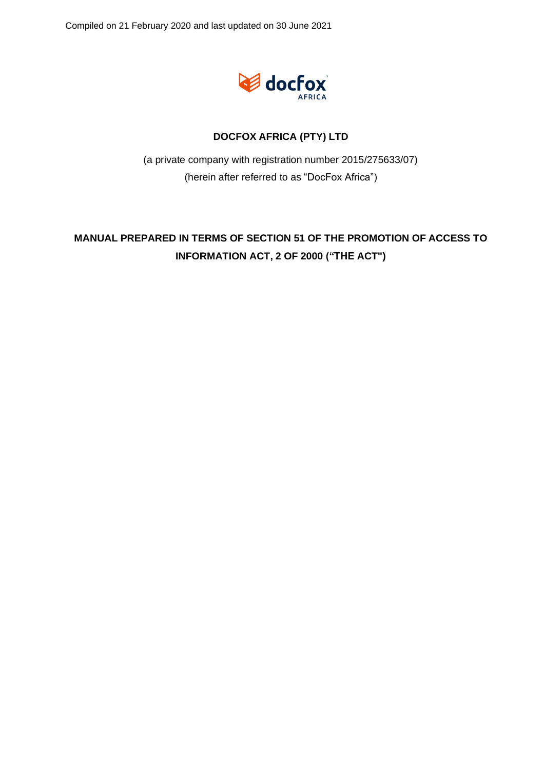Compiled on 21 February 2020 and last updated on 30 June 2021

**DOCFOX AFRICA (PTY) LTD**

(a private company with registration number 2015/275633/07)
(herein after referred to as "DocFox Africa")

# MANUAL PREPARED IN TERMS OF SECTION 51 OF THE PROMOTION OF ACCESS TO INFORMATION ACT, 2 OF 2000 ("THE ACT")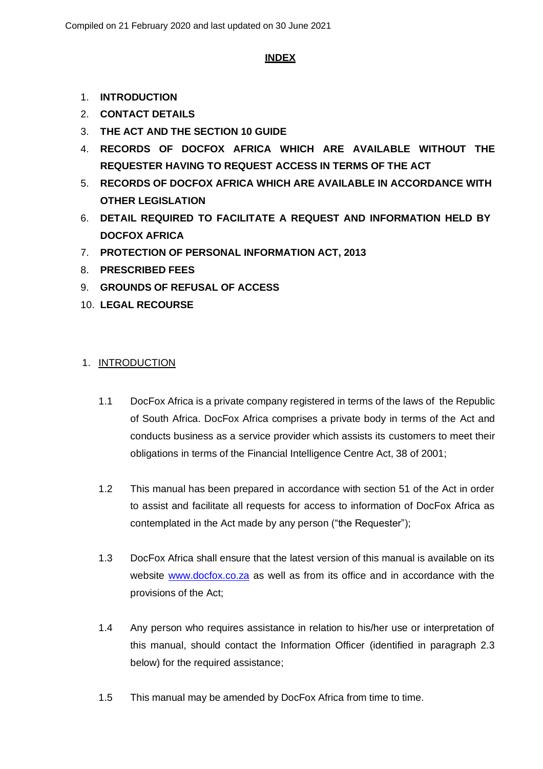Compiled on 21 February 2020 and last updated on 30 June 2021

## INDEX

1. **INTRODUCTION**
2. **CONTACT DETAILS**
3. **THE ACT AND THE SECTION 10 GUIDE**
4. **RECORDS OF DOCFOX AFRICA WHICH ARE AVAILABLE WITHOUT THE REQUESTER HAVING TO REQUEST ACCESS IN TERMS OF THE ACT**
5. **RECORDS OF DOCFOX AFRICA WHICH ARE AVAILABLE IN ACCORDANCE WITH OTHER LEGISLATION**
6. **DETAIL REQUIRED TO FACILITATE A REQUEST AND INFORMATION HELD BY DOCFOX AFRICA**
7. **PROTECTION OF PERSONAL INFORMATION ACT, 2013**
8. **PRESCRIBED FEES**
9. **GROUNDS OF REFUSAL OF ACCESS**
10. **LEGAL RECOURSE**

## 1. INTRODUCTION

1.1 DocFox Africa is a private company registered in terms of the laws of the Republic of South Africa. DocFox Africa comprises a private body in terms of the Act and conducts business as a service provider which assists its customers to meet their obligations in terms of the Financial Intelligence Centre Act, 38 of 2001;

1.2 This manual has been prepared in accordance with section 51 of the Act in order to assist and facilitate all requests for access to information of DocFox Africa as contemplated in the Act made by any person ("the Requester");

1.3 DocFox Africa shall ensure that the latest version of this manual is available on its website www.docfox.co.za as well as from its office and in accordance with the provisions of the Act;

1.4 Any person who requires assistance in relation to his/her use or interpretation of this manual, should contact the Information Officer (identified in paragraph 2.3 below) for the required assistance;

1.5 This manual may be amended by DocFox Africa from time to time.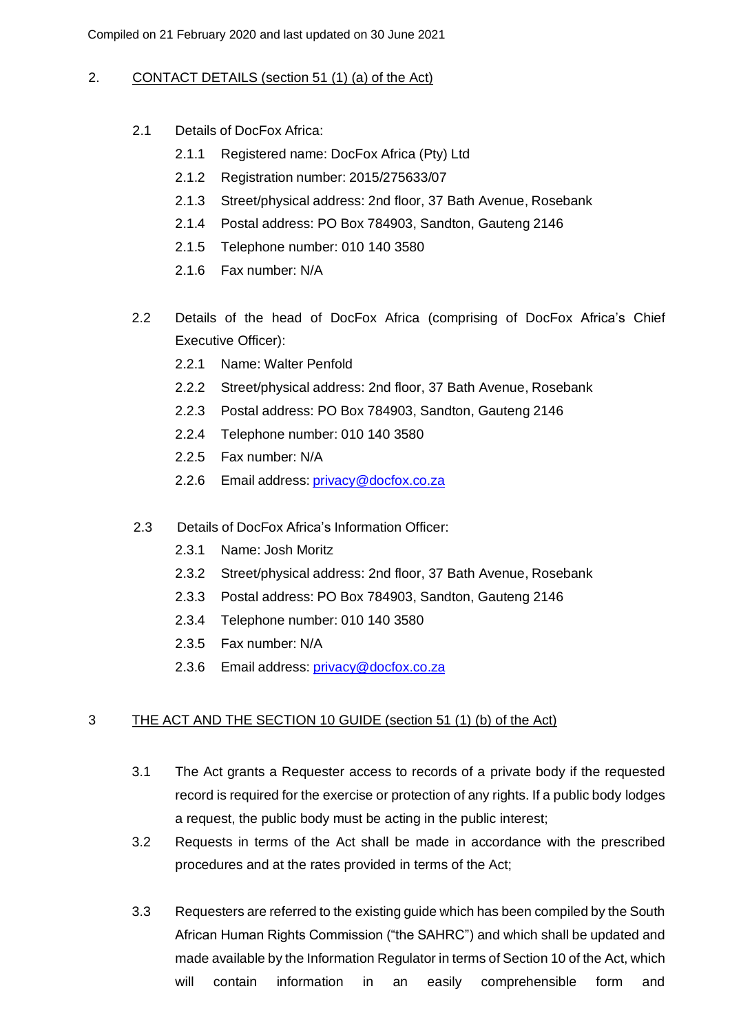Compiled on 21 February 2020 and last updated on 30 June 2021

## 2. CONTACT DETAILS (section 51 (1) (a) of the Act)

2.1 Details of DocFox Africa:

2.1.1 Registered name: DocFox Africa (Pty) Ltd

2.1.2 Registration number: 2015/275633/07

2.1.3 Street/physical address: 2nd floor, 37 Bath Avenue, Rosebank

2.1.4 Postal address: PO Box 784903, Sandton, Gauteng 2146

2.1.5 Telephone number: 010 140 3580

2.1.6 Fax number: N/A

2.2 Details of the head of DocFox Africa (comprising of DocFox Africa's Chief Executive Officer):

2.2.1 Name: Walter Penfold

2.2.2 Street/physical address: 2nd floor, 37 Bath Avenue, Rosebank

2.2.3 Postal address: PO Box 784903, Sandton, Gauteng 2146

2.2.4 Telephone number: 010 140 3580

2.2.5 Fax number: N/A

2.2.6 Email address: privacy@docfox.co.za

2.3 Details of DocFox Africa's Information Officer:

2.3.1 Name: Josh Moritz

2.3.2 Street/physical address: 2nd floor, 37 Bath Avenue, Rosebank

2.3.3 Postal address: PO Box 784903, Sandton, Gauteng 2146

2.3.4 Telephone number: 010 140 3580

2.3.5 Fax number: N/A

2.3.6 Email address: privacy@docfox.co.za

## 3 THE ACT AND THE SECTION 10 GUIDE (section 51 (1) (b) of the Act)

3.1 The Act grants a Requester access to records of a private body if the requested record is required for the exercise or protection of any rights. If a public body lodges a request, the public body must be acting in the public interest;

3.2 Requests in terms of the Act shall be made in accordance with the prescribed procedures and at the rates provided in terms of the Act;

3.3 Requesters are referred to the existing guide which has been compiled by the South African Human Rights Commission ("the SAHRC") and which shall be updated and made available by the Information Regulator in terms of Section 10 of the Act, which will contain information in an easily comprehensible form and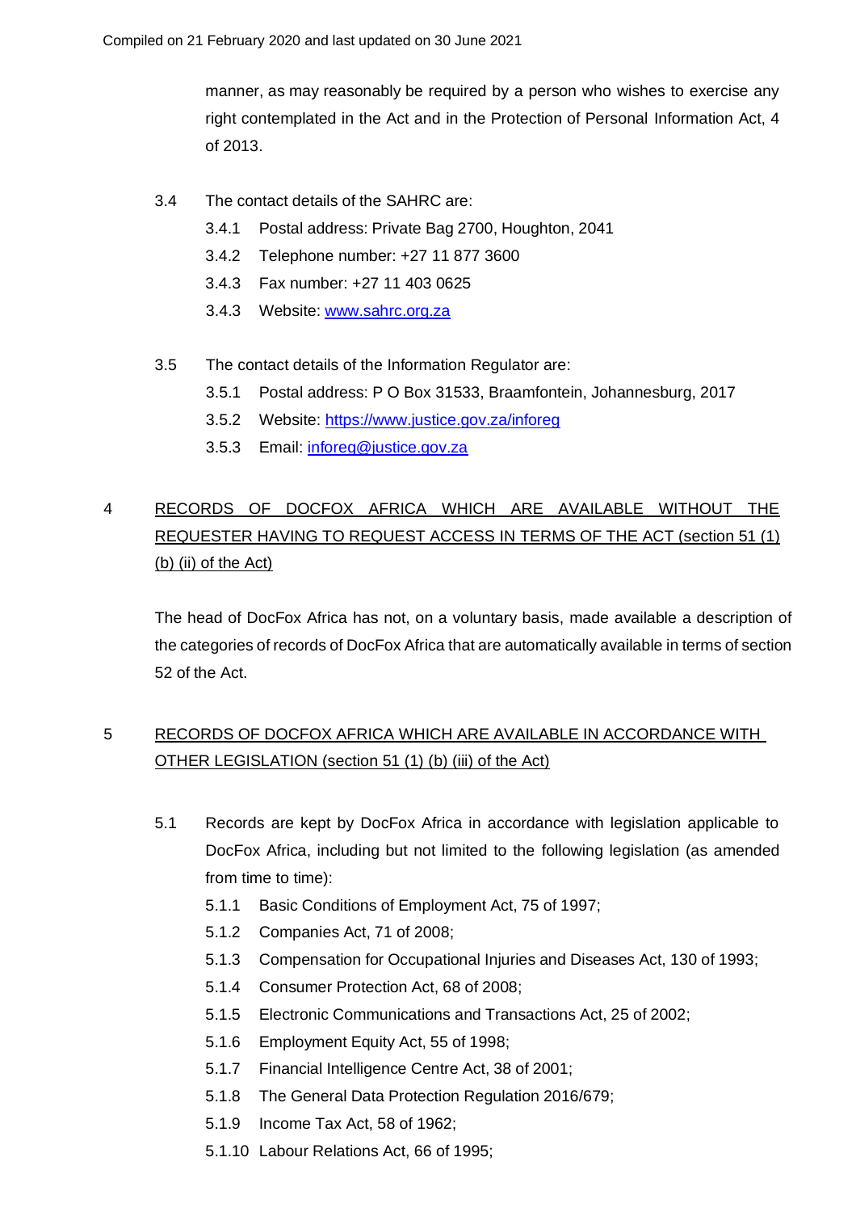manner, as may reasonably be required by a person who wishes to exercise any right contemplated in the Act and in the Protection of Personal Information Act, 4 of 2013.

3.4 The contact details of the SAHRC are:

3.4.1 Postal address: Private Bag 2700, Houghton, 2041

3.4.2 Telephone number: +27 11 877 3600

3.4.3 Fax number: +27 11 403 0625

3.4.3 Website: [www.sahrc.org.za](http://www.sahrc.org.za)

3.5 The contact details of the Information Regulator are:

3.5.1 Postal address: P O Box 31533, Braamfontein, Johannesburg, 2017

3.5.2 Website: [https://www.justice.gov.za/inforeg](https://www.justice.gov.za/inforeg)

3.5.3 Email: [inforeg@justice.gov.za](mailto:inforeg@justice.gov.za)

## 4 RECORDS OF DOCFOX AFRICA WHICH ARE AVAILABLE WITHOUT THE REQUESTER HAVING TO REQUEST ACCESS IN TERMS OF THE ACT (section 51 (1) (b) (ii) of the Act)

The head of DocFox Africa has not, on a voluntary basis, made available a description of the categories of records of DocFox Africa that are automatically available in terms of section 52 of the Act.

## 5 RECORDS OF DOCFOX AFRICA WHICH ARE AVAILABLE IN ACCORDANCE WITH OTHER LEGISLATION (section 51 (1) (b) (iii) of the Act)

5.1 Records are kept by DocFox Africa in accordance with legislation applicable to DocFox Africa, including but not limited to the following legislation (as amended from time to time):

5.1.1 Basic Conditions of Employment Act, 75 of 1997;

5.1.2 Companies Act, 71 of 2008;

5.1.3 Compensation for Occupational Injuries and Diseases Act, 130 of 1993;

5.1.4 Consumer Protection Act, 68 of 2008;

5.1.5 Electronic Communications and Transactions Act, 25 of 2002;

5.1.6 Employment Equity Act, 55 of 1998;

5.1.7 Financial Intelligence Centre Act, 38 of 2001;

5.1.8 The General Data Protection Regulation 2016/679;

5.1.9 Income Tax Act, 58 of 1962;

5.1.10 Labour Relations Act, 66 of 1995;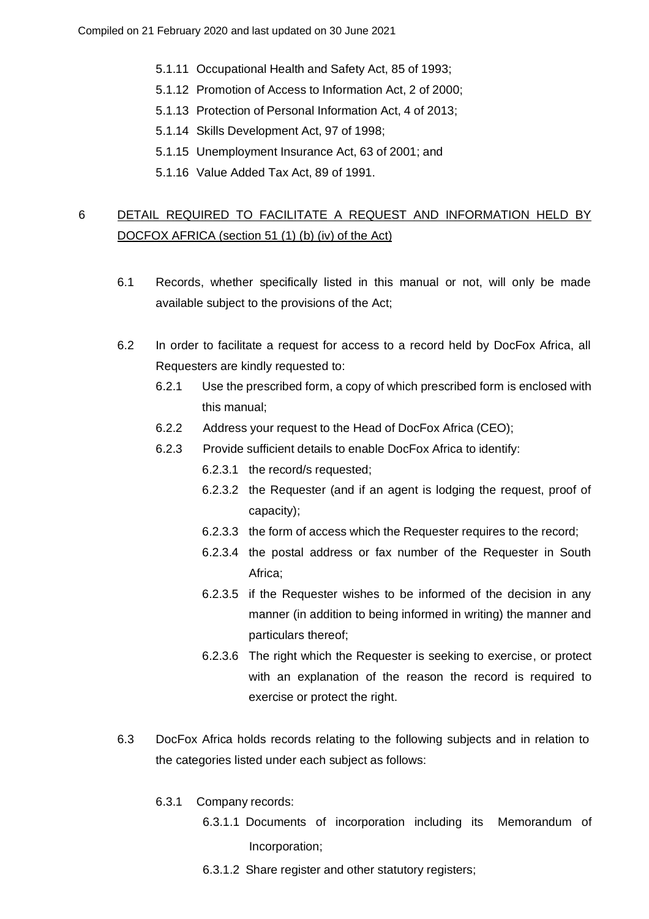- 5.1.11 Occupational Health and Safety Act, 85 of 1993;
- 5.1.12 Promotion of Access to Information Act, 2 of 2000;
- 5.1.13 Protection of Personal Information Act, 4 of 2013;
- 5.1.14 Skills Development Act, 97 of 1998;
- 5.1.15 Unemployment Insurance Act, 63 of 2001; and
- 5.1.16 Value Added Tax Act, 89 of 1991.

## 6 DETAIL REQUIRED TO FACILITATE A REQUEST AND INFORMATION HELD BY DOCFOX AFRICA (section 51 (1) (b) (iv) of the Act)

6.1 Records, whether specifically listed in this manual or not, will only be made available subject to the provisions of the Act;

6.2 In order to facilitate a request for access to a record held by DocFox Africa, all Requesters are kindly requested to:

- 6.2.1 Use the prescribed form, a copy of which prescribed form is enclosed with this manual;
- 6.2.2 Address your request to the Head of DocFox Africa (CEO);
- 6.2.3 Provide sufficient details to enable DocFox Africa to identify:
  - 6.2.3.1 the record/s requested;
  - 6.2.3.2 the Requester (and if an agent is lodging the request, proof of capacity);
  - 6.2.3.3 the form of access which the Requester requires to the record;
  - 6.2.3.4 the postal address or fax number of the Requester in South Africa;
  - 6.2.3.5 if the Requester wishes to be informed of the decision in any manner (in addition to being informed in writing) the manner and particulars thereof;
  - 6.2.3.6 The right which the Requester is seeking to exercise, or protect with an explanation of the reason the record is required to exercise or protect the right.

6.3 DocFox Africa holds records relating to the following subjects and in relation to the categories listed under each subject as follows:

- 6.3.1 Company records:
  - 6.3.1.1 Documents of incorporation including its Memorandum of Incorporation;
  - 6.3.1.2 Share register and other statutory registers;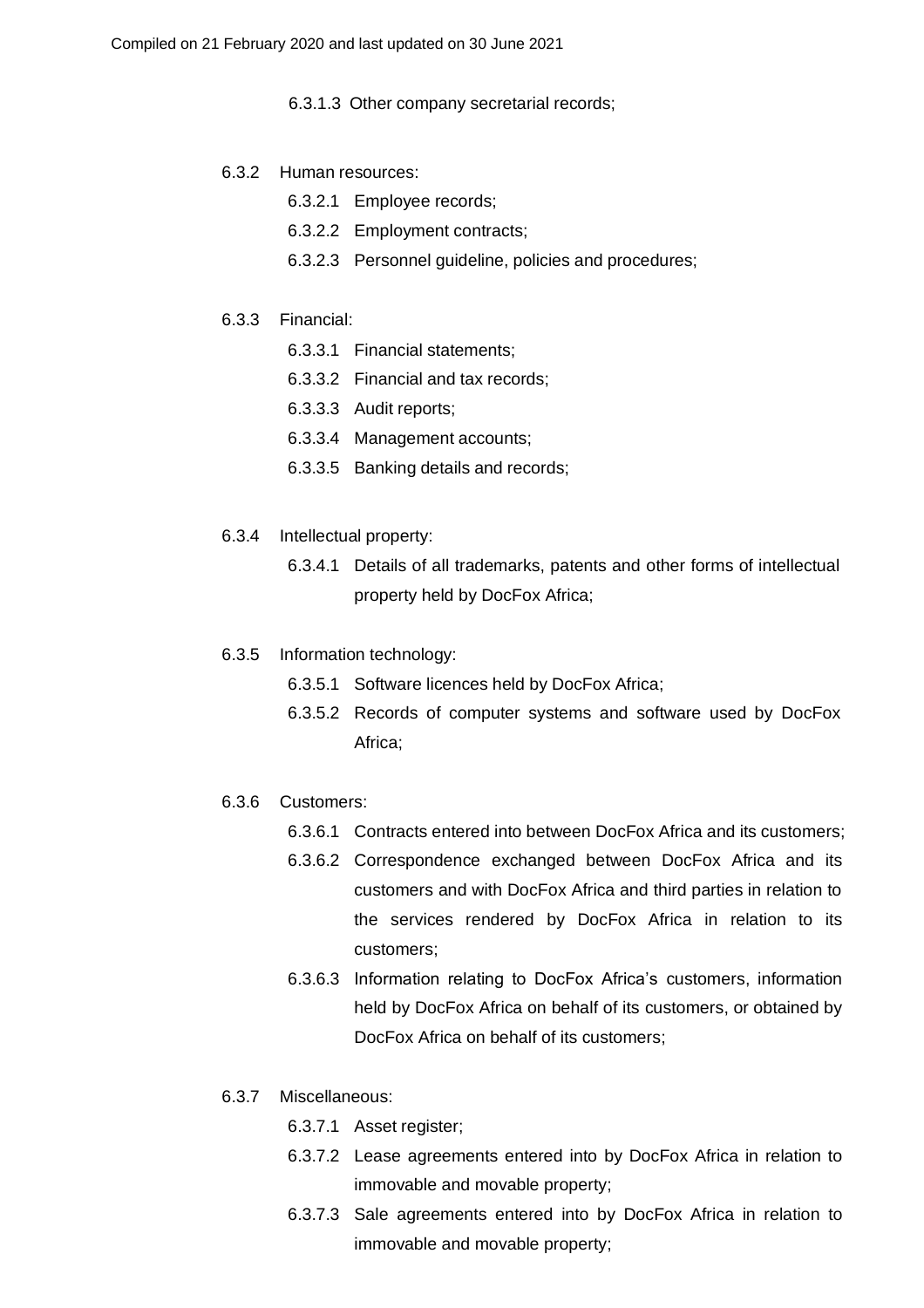6.3.1.3 Other company secretarial records;

6.3.2 Human resources:

- 6.3.2.1 Employee records;
- 6.3.2.2 Employment contracts;
- 6.3.2.3 Personnel guideline, policies and procedures;

6.3.3 Financial:

- 6.3.3.1 Financial statements;
- 6.3.3.2 Financial and tax records;
- 6.3.3.3 Audit reports;
- 6.3.3.4 Management accounts;
- 6.3.3.5 Banking details and records;

6.3.4 Intellectual property:

- 6.3.4.1 Details of all trademarks, patents and other forms of intellectual property held by DocFox Africa;

6.3.5 Information technology:

- 6.3.5.1 Software licences held by DocFox Africa;
- 6.3.5.2 Records of computer systems and software used by DocFox Africa;

6.3.6 Customers:

- 6.3.6.1 Contracts entered into between DocFox Africa and its customers;
- 6.3.6.2 Correspondence exchanged between DocFox Africa and its customers and with DocFox Africa and third parties in relation to the services rendered by DocFox Africa in relation to its customers;
- 6.3.6.3 Information relating to DocFox Africa's customers, information held by DocFox Africa on behalf of its customers, or obtained by DocFox Africa on behalf of its customers;

6.3.7 Miscellaneous:

- 6.3.7.1 Asset register;
- 6.3.7.2 Lease agreements entered into by DocFox Africa in relation to immovable and movable property;
- 6.3.7.3 Sale agreements entered into by DocFox Africa in relation to immovable and movable property;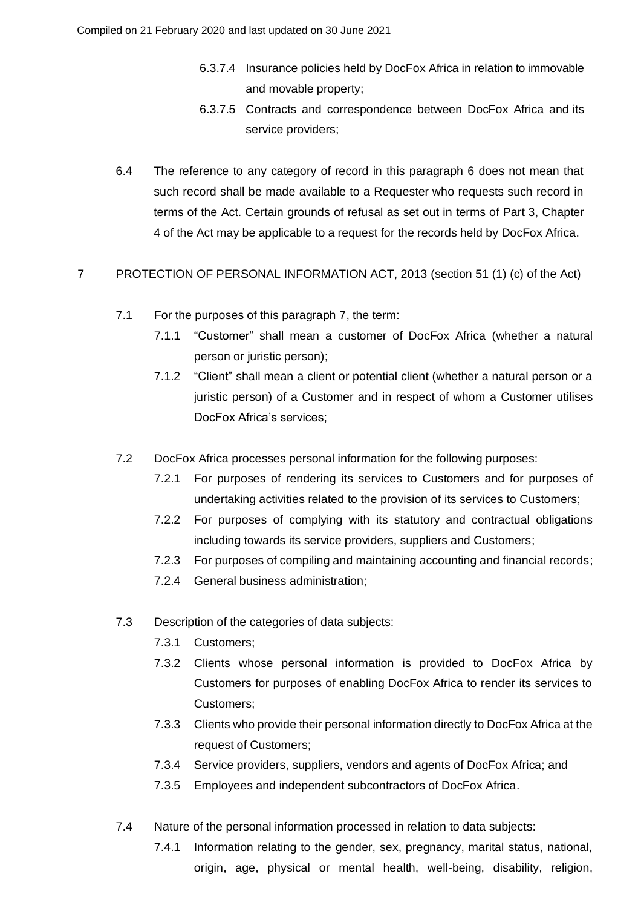6.3.7.4 Insurance policies held by DocFox Africa in relation to immovable and movable property;

6.3.7.5 Contracts and correspondence between DocFox Africa and its service providers;

6.4 The reference to any category of record in this paragraph 6 does not mean that such record shall be made available to a Requester who requests such record in terms of the Act. Certain grounds of refusal as set out in terms of Part 3, Chapter 4 of the Act may be applicable to a request for the records held by DocFox Africa.

## 7 PROTECTION OF PERSONAL INFORMATION ACT, 2013 (section 51 (1) (c) of the Act)

7.1 For the purposes of this paragraph 7, the term:

7.1.1 "Customer" shall mean a customer of DocFox Africa (whether a natural person or juristic person);

7.1.2 "Client" shall mean a client or potential client (whether a natural person or a juristic person) of a Customer and in respect of whom a Customer utilises DocFox Africa's services;

7.2 DocFox Africa processes personal information for the following purposes:

7.2.1 For purposes of rendering its services to Customers and for purposes of undertaking activities related to the provision of its services to Customers;

7.2.2 For purposes of complying with its statutory and contractual obligations including towards its service providers, suppliers and Customers;

7.2.3 For purposes of compiling and maintaining accounting and financial records;

7.2.4 General business administration;

7.3 Description of the categories of data subjects:

7.3.1 Customers;

7.3.2 Clients whose personal information is provided to DocFox Africa by Customers for purposes of enabling DocFox Africa to render its services to Customers;

7.3.3 Clients who provide their personal information directly to DocFox Africa at the request of Customers;

7.3.4 Service providers, suppliers, vendors and agents of DocFox Africa; and

7.3.5 Employees and independent subcontractors of DocFox Africa.

7.4 Nature of the personal information processed in relation to data subjects:

7.4.1 Information relating to the gender, sex, pregnancy, marital status, national, origin, age, physical or mental health, well-being, disability, religion,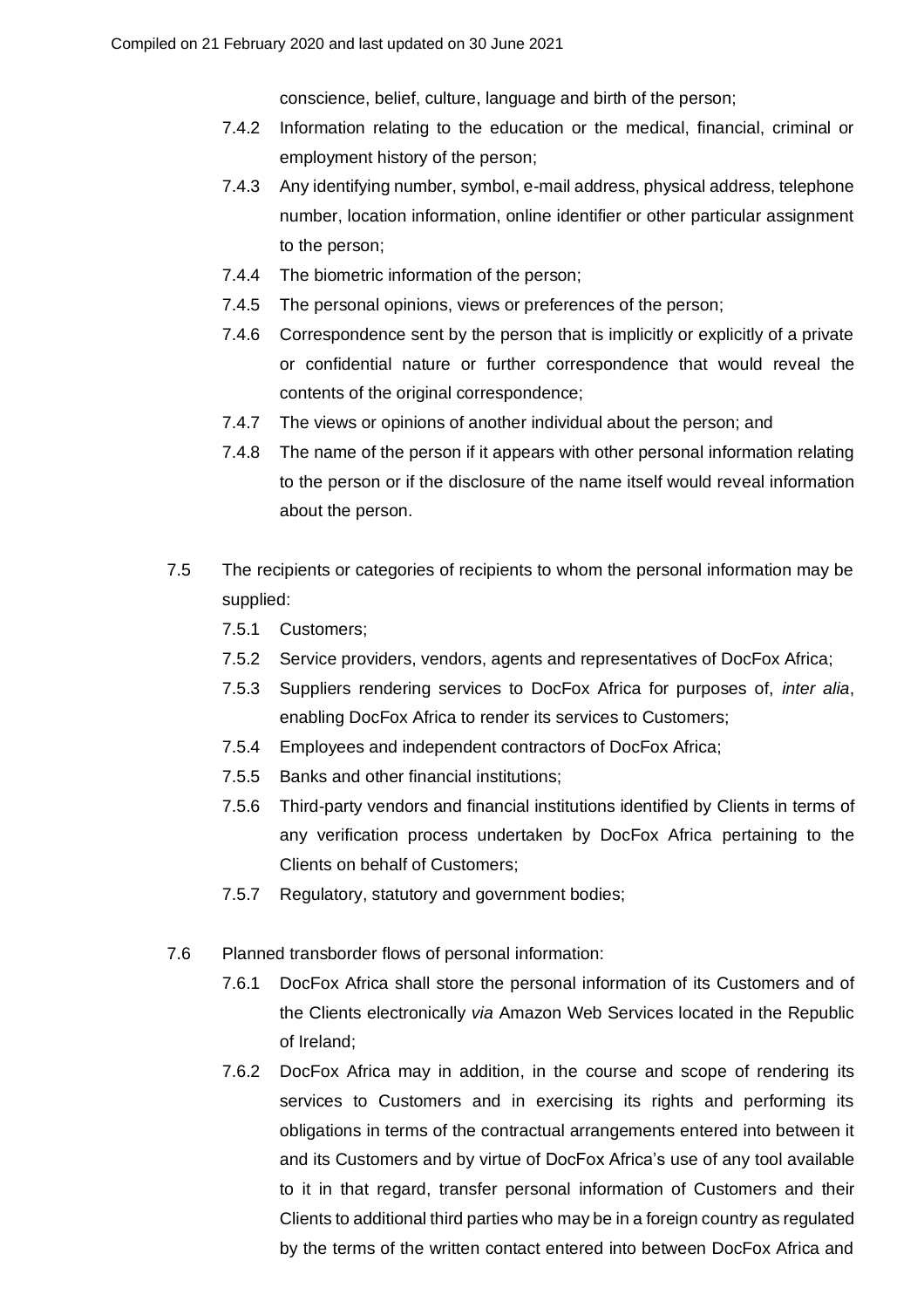conscience, belief, culture, language and birth of the person;

- 7.4.2 Information relating to the education or the medical, financial, criminal or employment history of the person;
- 7.4.3 Any identifying number, symbol, e-mail address, physical address, telephone number, location information, online identifier or other particular assignment to the person;
- 7.4.4 The biometric information of the person;
- 7.4.5 The personal opinions, views or preferences of the person;
- 7.4.6 Correspondence sent by the person that is implicitly or explicitly of a private or confidential nature or further correspondence that would reveal the contents of the original correspondence;
- 7.4.7 The views or opinions of another individual about the person; and
- 7.4.8 The name of the person if it appears with other personal information relating to the person or if the disclosure of the name itself would reveal information about the person.

7.5 The recipients or categories of recipients to whom the personal information may be supplied:

- 7.5.1 Customers;
- 7.5.2 Service providers, vendors, agents and representatives of DocFox Africa;
- 7.5.3 Suppliers rendering services to DocFox Africa for purposes of, *inter alia*, enabling DocFox Africa to render its services to Customers;
- 7.5.4 Employees and independent contractors of DocFox Africa;
- 7.5.5 Banks and other financial institutions;
- 7.5.6 Third-party vendors and financial institutions identified by Clients in terms of any verification process undertaken by DocFox Africa pertaining to the Clients on behalf of Customers;
- 7.5.7 Regulatory, statutory and government bodies;

7.6 Planned transborder flows of personal information:

- 7.6.1 DocFox Africa shall store the personal information of its Customers and of the Clients electronically *via* Amazon Web Services located in the Republic of Ireland;
- 7.6.2 DocFox Africa may in addition, in the course and scope of rendering its services to Customers and in exercising its rights and performing its obligations in terms of the contractual arrangements entered into between it and its Customers and by virtue of DocFox Africa's use of any tool available to it in that regard, transfer personal information of Customers and their Clients to additional third parties who may be in a foreign country as regulated by the terms of the written contact entered into between DocFox Africa and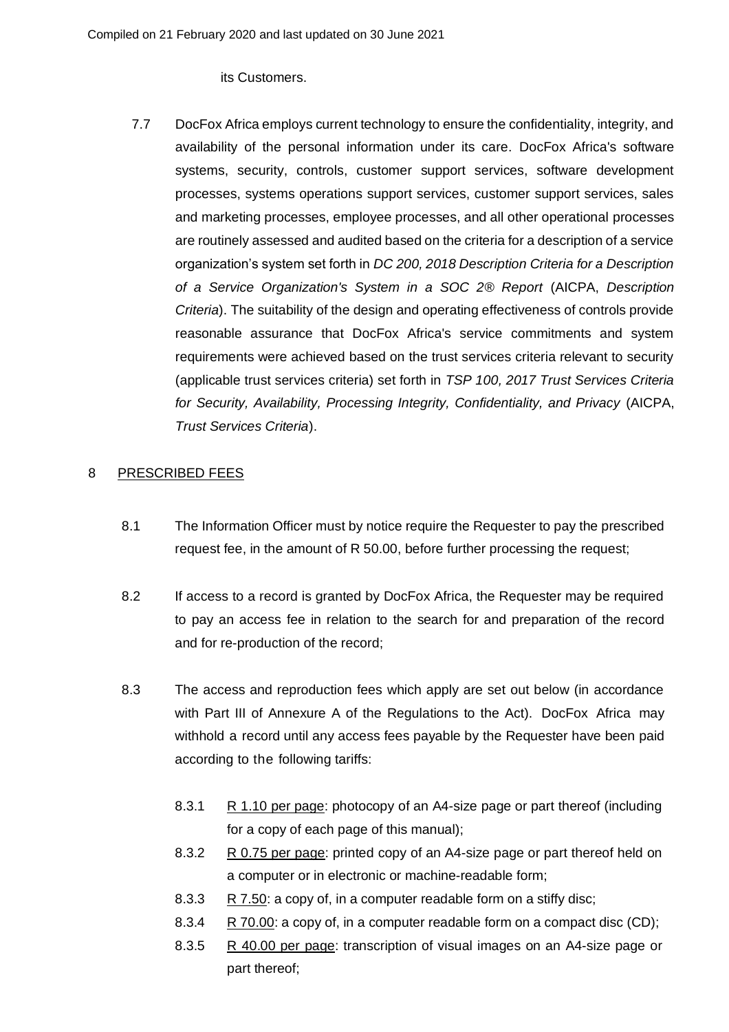its Customers.

7.7 DocFox Africa employs current technology to ensure the confidentiality, integrity, and availability of the personal information under its care. DocFox Africa's software systems, security, controls, customer support services, software development processes, systems operations support services, customer support services, sales and marketing processes, employee processes, and all other operational processes are routinely assessed and audited based on the criteria for a description of a service organization's system set forth in *DC 200, 2018 Description Criteria for a Description of a Service Organization's System in a SOC 2® Report* (AICPA, *Description Criteria*). The suitability of the design and operating effectiveness of controls provide reasonable assurance that DocFox Africa's service commitments and system requirements were achieved based on the trust services criteria relevant to security (applicable trust services criteria) set forth in *TSP 100, 2017 Trust Services Criteria for Security, Availability, Processing Integrity, Confidentiality, and Privacy* (AICPA, *Trust Services Criteria*).

## 8 PRESCRIBED FEES

8.1 The Information Officer must by notice require the Requester to pay the prescribed request fee, in the amount of R 50.00, before further processing the request;

8.2 If access to a record is granted by DocFox Africa, the Requester may be required to pay an access fee in relation to the search for and preparation of the record and for re-production of the record;

8.3 The access and reproduction fees which apply are set out below (in accordance with Part III of Annexure A of the Regulations to the Act). DocFox Africa may withhold a record until any access fees payable by the Requester have been paid according to the following tariffs:

8.3.1 R 1.10 per page: photocopy of an A4-size page or part thereof (including for a copy of each page of this manual);

8.3.2 R 0.75 per page: printed copy of an A4-size page or part thereof held on a computer or in electronic or machine-readable form;

8.3.3 R 7.50: a copy of, in a computer readable form on a stiffy disc;

8.3.4 R 70.00: a copy of, in a computer readable form on a compact disc (CD);

8.3.5 R 40.00 per page: transcription of visual images on an A4-size page or part thereof;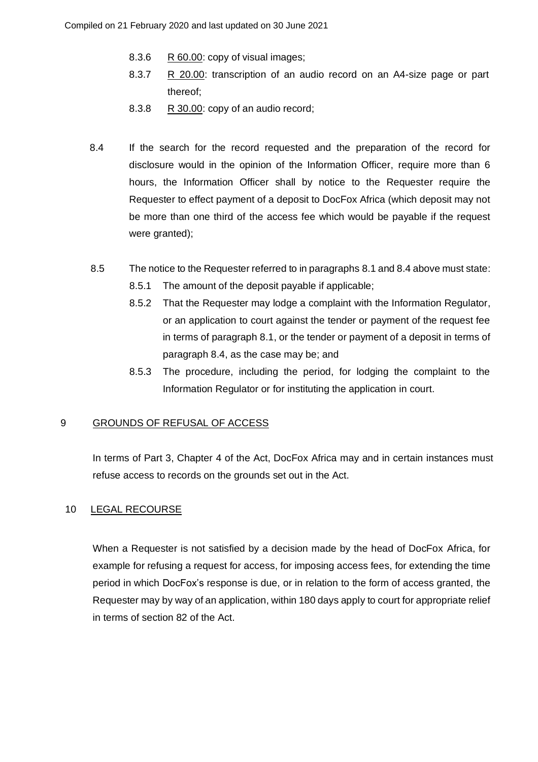- 8.3.6 R 60.00: copy of visual images;
- 8.3.7 R 20.00: transcription of an audio record on an A4-size page or part thereof;
- 8.3.8 R 30.00: copy of an audio record;

8.4 If the search for the record requested and the preparation of the record for disclosure would in the opinion of the Information Officer, require more than 6 hours, the Information Officer shall by notice to the Requester require the Requester to effect payment of a deposit to DocFox Africa (which deposit may not be more than one third of the access fee which would be payable if the request were granted);

8.5 The notice to the Requester referred to in paragraphs 8.1 and 8.4 above must state:

- 8.5.1 The amount of the deposit payable if applicable;
- 8.5.2 That the Requester may lodge a complaint with the Information Regulator, or an application to court against the tender or payment of the request fee in terms of paragraph 8.1, or the tender or payment of a deposit in terms of paragraph 8.4, as the case may be; and
- 8.5.3 The procedure, including the period, for lodging the complaint to the Information Regulator or for instituting the application in court.

## 9 GROUNDS OF REFUSAL OF ACCESS

In terms of Part 3, Chapter 4 of the Act, DocFox Africa may and in certain instances must refuse access to records on the grounds set out in the Act.

## 10 LEGAL RECOURSE

When a Requester is not satisfied by a decision made by the head of DocFox Africa, for example for refusing a request for access, for imposing access fees, for extending the time period in which DocFox's response is due, or in relation to the form of access granted, the Requester may by way of an application, within 180 days apply to court for appropriate relief in terms of section 82 of the Act.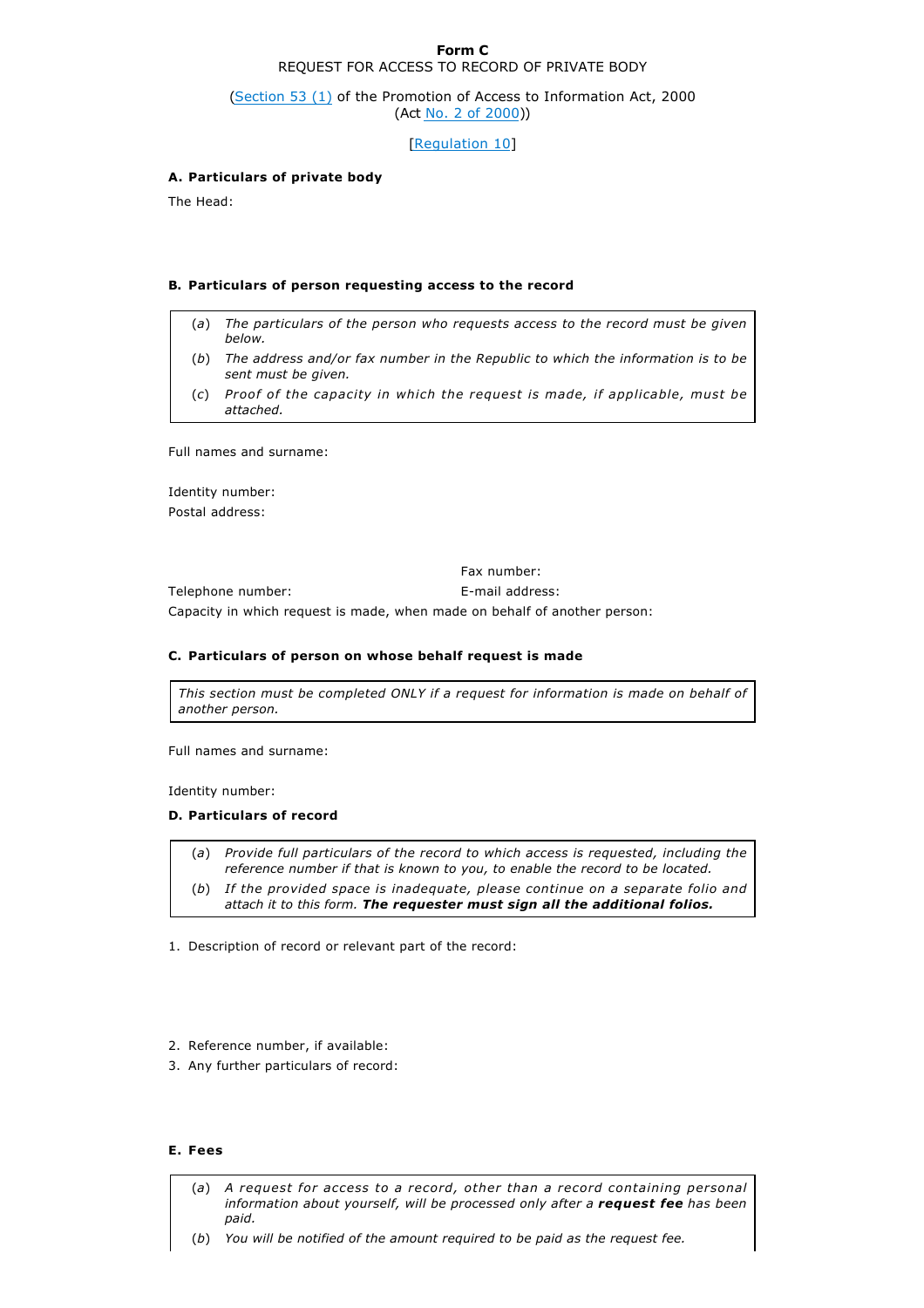**Form C**

REQUEST FOR ACCESS TO RECORD OF PRIVATE BODY

(Section 53 (1) of the Promotion of Access to Information Act, 2000
(Act No. 2 of 2000))

[Regulation 10]

**A. Particulars of private body**

The Head:

**B. Particulars of person requesting access to the record**

> (*a*) *The particulars of the person who requests access to the record must be given below.*
>
> (*b*) *The address and/or fax number in the Republic to which the information is to be sent must be given.*
>
> (*c*) *Proof of the capacity in which the request is made, if applicable, must be attached.*

Full names and surname:

Identity number:

Postal address:

Fax number:

Telephone number:

E-mail address:

Capacity in which request is made, when made on behalf of another person:

**C. Particulars of person on whose behalf request is made**

> *This section must be completed ONLY if a request for information is made on behalf of another person.*

Full names and surname:

Identity number:

**D. Particulars of record**

> (*a*) *Provide full particulars of the record to which access is requested, including the reference number if that is known to you, to enable the record to be located.*
>
> (*b*) *If the provided space is inadequate, please continue on a separate folio and attach it to this form.* ***The requester must sign all the additional folios.***

1. Description of record or relevant part of the record:

2. Reference number, if available:
3. Any further particulars of record:

**E. Fees**

> (*a*) *A request for access to a record, other than a record containing personal information about yourself, will be processed only after a* ***request fee*** *has been paid.*
>
> (*b*) *You will be notified of the amount required to be paid as the request fee.*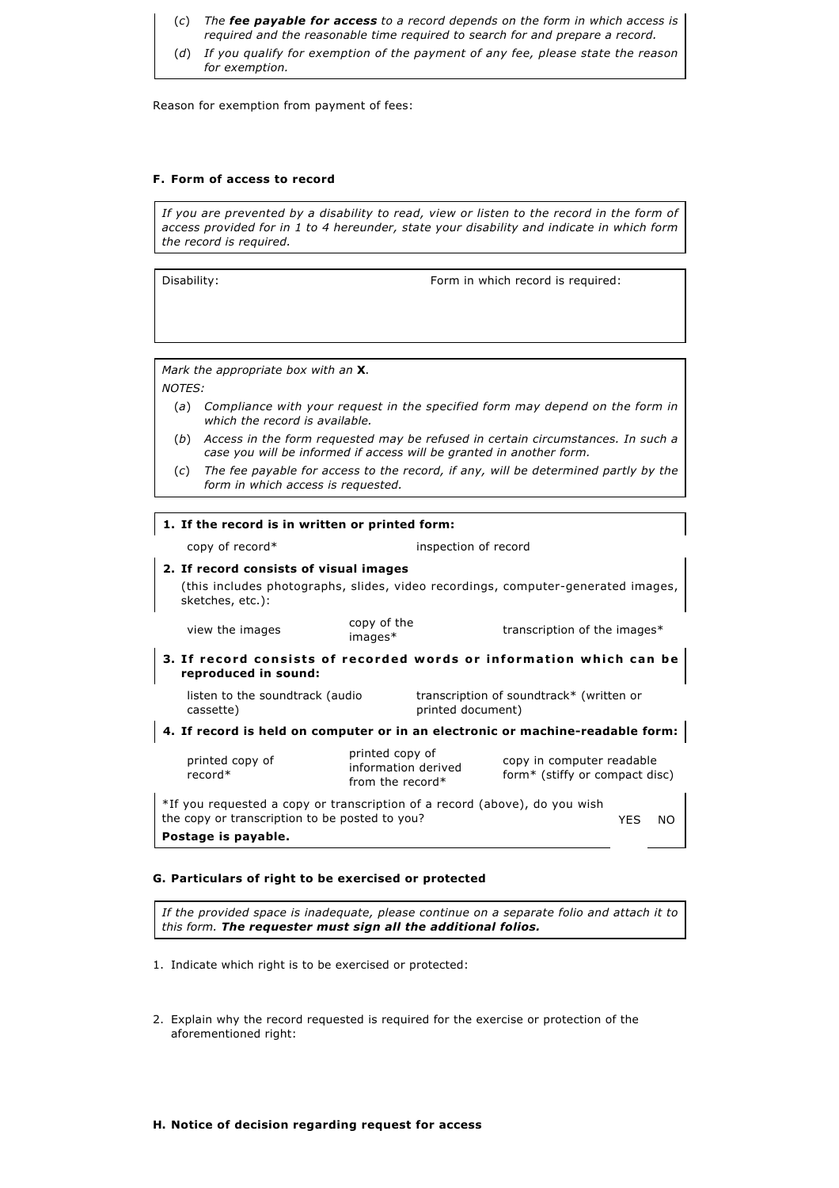(*c*) *The **fee payable for access** to a record depends on the form in which access is required and the reasonable time required to search for and prepare a record.*

(*d*) *If you qualify for exemption of the payment of any fee, please state the reason for exemption.*

Reason for exemption from payment of fees:

**F. Form of access to record**

*If you are prevented by a disability to read, view or listen to the record in the form of access provided for in 1 to 4 hereunder, state your disability and indicate in which form the record is required.*

| Disability: | Form in which record is required: |
|---|---|
| | |

*Mark the appropriate box with an* **X**.

*NOTES:*

(*a*) *Compliance with your request in the specified form may depend on the form in which the record is available.*

(*b*) *Access in the form requested may be refused in certain circumstances. In such a case you will be informed if access will be granted in another form.*

(*c*) *The fee payable for access to the record, if any, will be determined partly by the form in which access is requested.*

**1. If the record is in written or printed form:**

| copy of record* | inspection of record | |
|---|---|---|

**2. If record consists of visual images**

(this includes photographs, slides, video recordings, computer-generated images, sketches, etc.):

| view the images | copy of the images* | transcription of the images* |
|---|---|---|

**3. If record consists of recorded words or information which can be reproduced in sound:**

| listen to the soundtrack (audio cassette) | transcription of soundtrack* (written or printed document) |
|---|---|

**4. If record is held on computer or in an electronic or machine-readable form:**

| printed copy of record* | printed copy of information derived from the record* | copy in computer readable form* (stiffy or compact disc) |
|---|---|---|

*If you requested a copy or transcription of a record (above), do you wish the copy or transcription to be posted to you? YES NO

**Postage is payable.**

**G. Particulars of right to be exercised or protected**

*If the provided space is inadequate, please continue on a separate folio and attach it to this form.* ***The requester must sign all the additional folios.***

1. Indicate which right is to be exercised or protected:

2. Explain why the record requested is required for the exercise or protection of the aforementioned right:

**H. Notice of decision regarding request for access**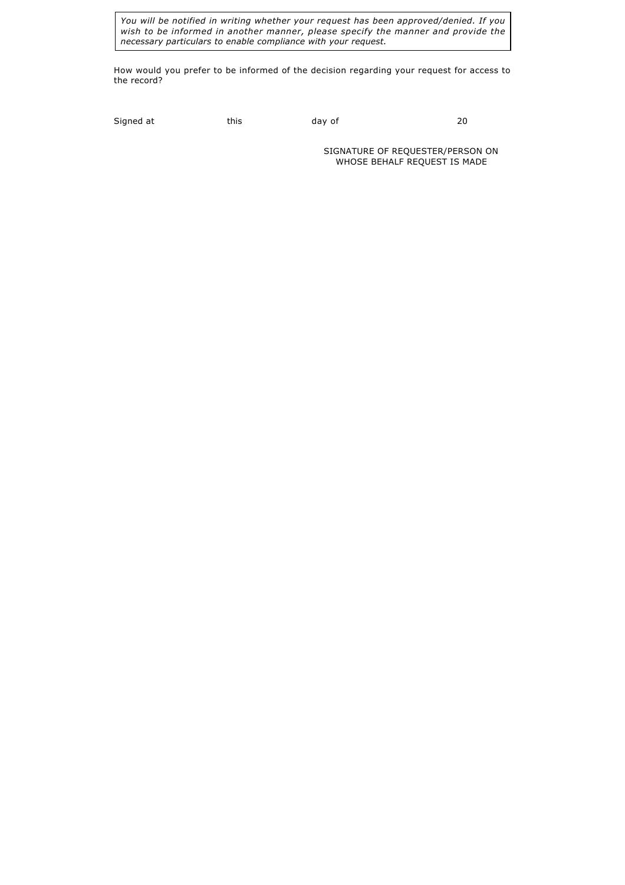*You will be notified in writing whether your request has been approved/denied. If you wish to be informed in another manner, please specify the manner and provide the necessary particulars to enable compliance with your request.*

How would you prefer to be informed of the decision regarding your request for access to the record?

Signed at this day of 20

SIGNATURE OF REQUESTER/PERSON ON WHOSE BEHALF REQUEST IS MADE